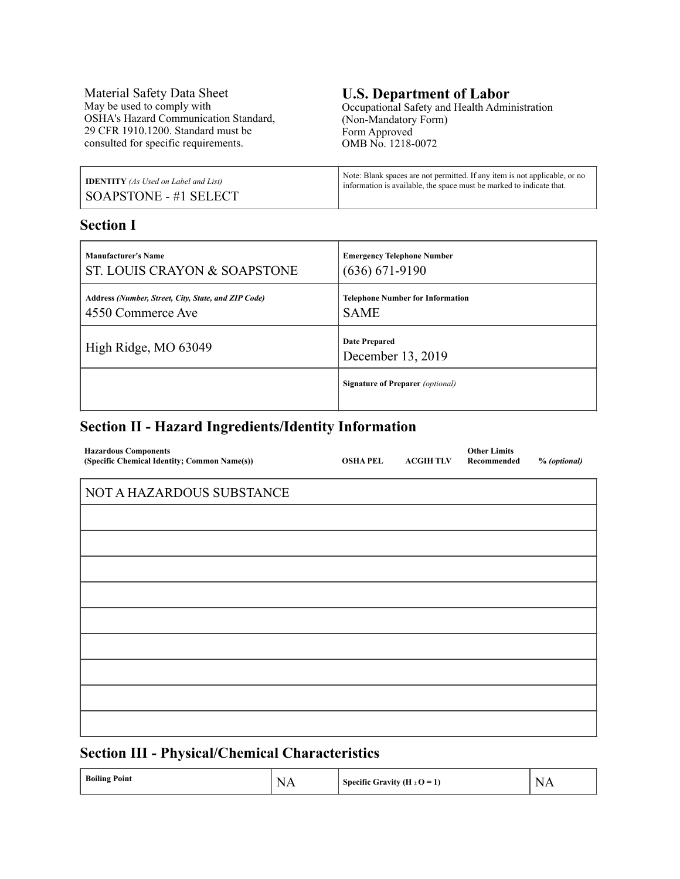Material Safety Data Sheet
May be used to comply with
OSHA's Hazard Communication Standard,
29 CFR 1910.1200. Standard must be
consulted for specific requirements.

**U.S. Department of Labor**
Occupational Safety and Health Administration
(Non-Mandatory Form)
Form Approved
OMB No. 1218-0072

| **IDENTITY** *(As Used on Label and List)* | Note: Blank spaces are not permitted. If any item is not applicable, or no information is available, the space must be marked to indicate that. |
|---|---|
| SOAPSTONE - #1 SELECT | |

## Section I

| **Manufacturer's Name** | **Emergency Telephone Number** |
|---|---|
| ST. LOUIS CRAYON & SOAPSTONE | (636) 671-9190 |
| **Address** ***(Number, Street, City, State, and ZIP Code)*** | **Telephone Number for Information** |
| 4550 Commerce Ave | SAME |
| High Ridge, MO 63049 | **Date Prepared** December 13, 2019 |
| | **Signature of Preparer** *(optional)* |

## Section II - Hazard Ingredients/Identity Information

| Hazardous Components (Specific Chemical Identity; Common Name(s)) | OSHA PEL | ACGIH TLV | Other Limits Recommended | % *(optional)* |
|---|---|---|---|---|
| NOT A HAZARDOUS SUBSTANCE | | | | |
| | | | | |
| | | | | |
| | | | | |
| | | | | |
| | | | | |
| | | | | |
| | | | | |
| | | | | |
| | | | | |

## Section III - Physical/Chemical Characteristics

| Boiling Point | NA | Specific Gravity ($H_2O = 1$) | NA |
|---|---|---|---|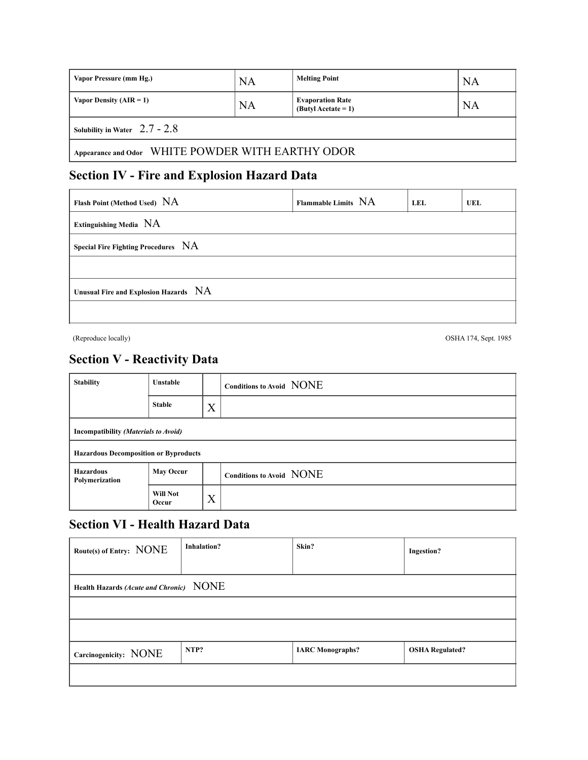| Vapor Pressure (mm Hg.) | NA | Melting Point | NA |
| --- | --- | --- | --- |
| Vapor Density (AIR = 1) | NA | Evaporation Rate (Butyl Acetate = 1) | NA |
| Solubility in Water 2.7 - 2.8 | | | |
| Appearance and Odor WHITE POWDER WITH EARTHY ODOR | | | |

## Section IV - Fire and Explosion Hazard Data

| Flash Point (Method Used) NA | Flammable Limits NA | LEL | UEL |
| --- | --- | --- | --- |
| Extinguishing Media NA | | | |
| Special Fire Fighting Procedures NA | | | |
| | | | |
| Unusual Fire and Explosion Hazards NA | | | |
| | | | |

(Reproduce locally) OSHA 174, Sept. 1985

## Section V - Reactivity Data

| Stability | Unstable | | Conditions to Avoid NONE |
| --- | --- | --- | --- |
| | Stable | X | |
| Incompatibility *(Materials to Avoid)* | | | |
| Hazardous Decomposition or Byproducts | | | |
| Hazardous Polymerization | May Occur | | Conditions to Avoid NONE |
| | Will Not Occur | X | |

## Section VI - Health Hazard Data

| Route(s) of Entry: NONE | Inhalation? | Skin? | Ingestion? |
| --- | --- | --- | --- |
| Health Hazards *(Acute and Chronic)* NONE | | | |
| | | | |
| | | | |
| Carcinogenicity: NONE | NTP? | IARC Monographs? | OSHA Regulated? |
| | | | |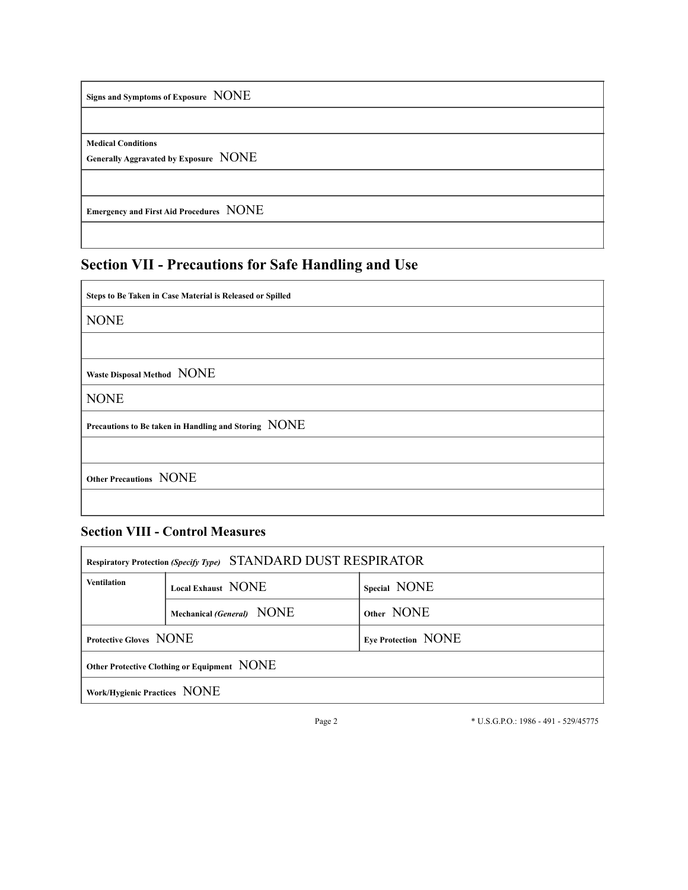| |
|---|
| **Signs and Symptoms of Exposure** NONE |
| |
| **Medical Conditions Generally Aggravated by Exposure** NONE |
| |
| **Emergency and First Aid Procedures** NONE |
| |

## Section VII - Precautions for Safe Handling and Use

| |
|---|
| **Steps to Be Taken in Case Material is Released or Spilled** |
| NONE |
| |
| **Waste Disposal Method** NONE |
| NONE |
| **Precautions to Be taken in Handling and Storing** NONE |
| |
| **Other Precautions** NONE |
| |

## Section VIII - Control Measures

| | | |
|---|---|---|
| **Respiratory Protection** ***(Specify Type)*** STANDARD DUST RESPIRATOR | | |
| **Ventilation** | **Local Exhaust** NONE | **Special** NONE |
| | **Mechanical** ***(General)*** NONE | **Other** NONE |
| **Protective Gloves** NONE | | **Eye Protection** NONE |
| **Other Protective Clothing or Equipment** NONE | | |
| **Work/Hygienic Practices** NONE | | |

* U.S.G.P.O.: 1986 - 491 - 529/45775